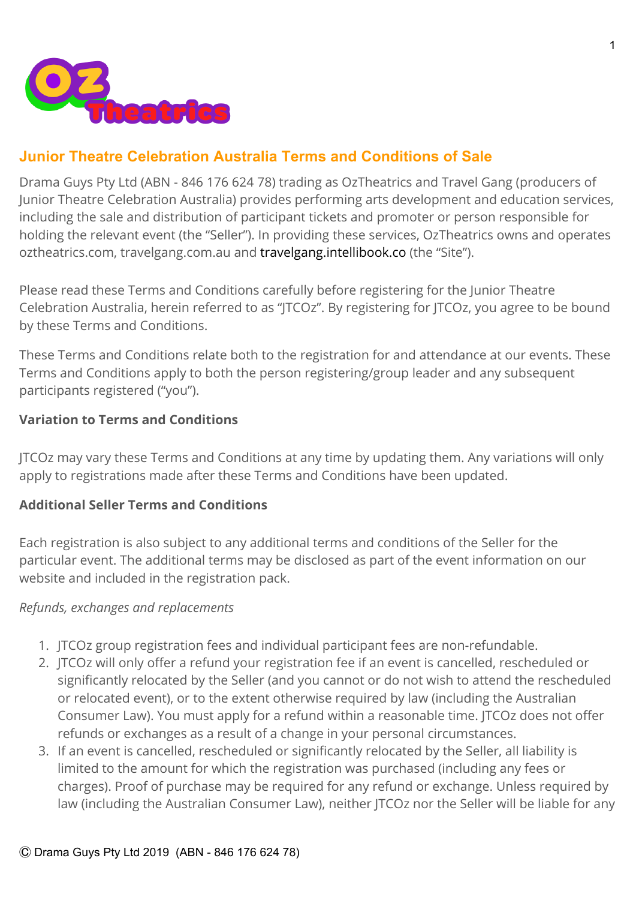## Junior Theatre Celebration Australia Terms and Conditions of Sale

Drama Guys Pty Ltd (ABN - 846 176 624 78) trading as OzTheatrics and Travel Gang (producers of Junior Theatre Celebration Australia) provides performing arts development and education services, including the sale and distribution of participant tickets and promoter or person responsible for holding the relevant event (the "Seller"). In providing these services, OzTheatrics owns and operates oztheatrics.com, travelgang.com.au and travelgang.intellibook.co (the "Site").

Please read these Terms and Conditions carefully before registering for the Junior Theatre Celebration Australia, herein referred to as "JTCOz". By registering for JTCOz, you agree to be bound by these Terms and Conditions.

These Terms and Conditions relate both to the registration for and attendance at our events. These Terms and Conditions apply to both the person registering/group leader and any subsequent participants registered ("you").

**Variation to Terms and Conditions**

JTCOz may vary these Terms and Conditions at any time by updating them. Any variations will only apply to registrations made after these Terms and Conditions have been updated.

**Additional Seller Terms and Conditions**

Each registration is also subject to any additional terms and conditions of the Seller for the particular event. The additional terms may be disclosed as part of the event information on our website and included in the registration pack.

*Refunds, exchanges and replacements*

1. JTCOz group registration fees and individual participant fees are non-refundable.
2. JTCOz will only offer a refund your registration fee if an event is cancelled, rescheduled or significantly relocated by the Seller (and you cannot or do not wish to attend the rescheduled or relocated event), or to the extent otherwise required by law (including the Australian Consumer Law). You must apply for a refund within a reasonable time. JTCOz does not offer refunds or exchanges as a result of a change in your personal circumstances.
3. If an event is cancelled, rescheduled or significantly relocated by the Seller, all liability is limited to the amount for which the registration was purchased (including any fees or charges). Proof of purchase may be required for any refund or exchange. Unless required by law (including the Australian Consumer Law), neither JTCOz nor the Seller will be liable for any

Ⓒ Drama Guys Pty Ltd 2019 (ABN - 846 176 624 78)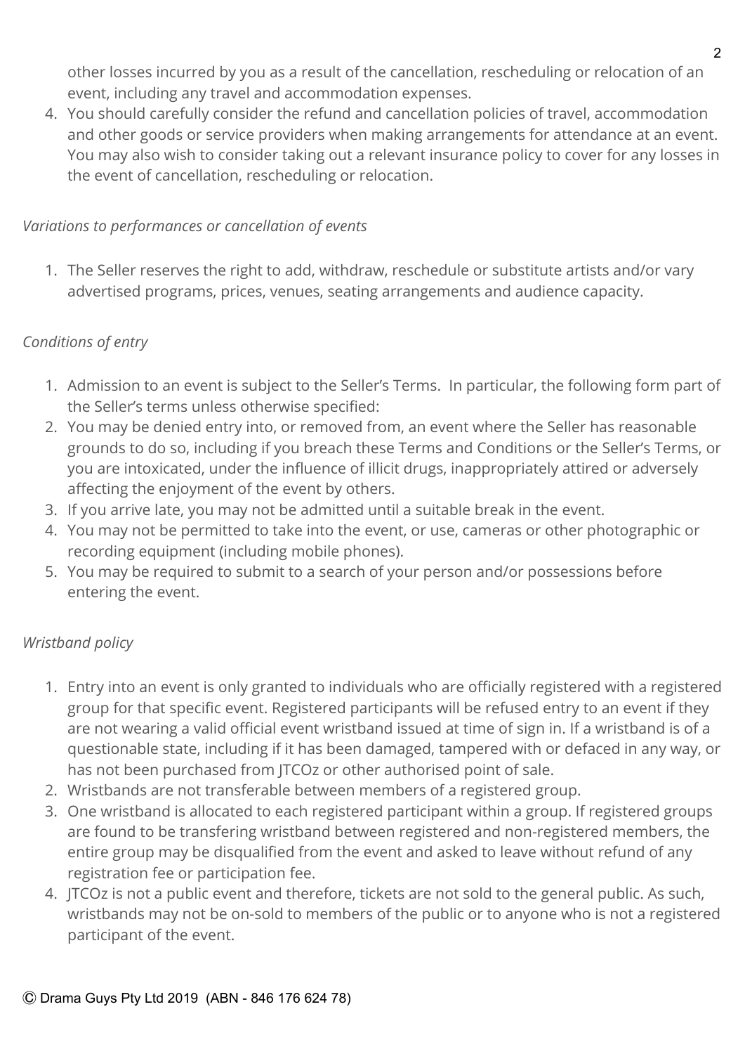other losses incurred by you as a result of the cancellation, rescheduling or relocation of an event, including any travel and accommodation expenses.

4. You should carefully consider the refund and cancellation policies of travel, accommodation and other goods or service providers when making arrangements for attendance at an event. You may also wish to consider taking out a relevant insurance policy to cover for any losses in the event of cancellation, rescheduling or relocation.

*Variations to performances or cancellation of events*

1. The Seller reserves the right to add, withdraw, reschedule or substitute artists and/or vary advertised programs, prices, venues, seating arrangements and audience capacity.

*Conditions of entry*

1. Admission to an event is subject to the Seller's Terms. In particular, the following form part of the Seller's terms unless otherwise specified:
2. You may be denied entry into, or removed from, an event where the Seller has reasonable grounds to do so, including if you breach these Terms and Conditions or the Seller's Terms, or you are intoxicated, under the influence of illicit drugs, inappropriately attired or adversely affecting the enjoyment of the event by others.
3. If you arrive late, you may not be admitted until a suitable break in the event.
4. You may not be permitted to take into the event, or use, cameras or other photographic or recording equipment (including mobile phones).
5. You may be required to submit to a search of your person and/or possessions before entering the event.

*Wristband policy*

1. Entry into an event is only granted to individuals who are officially registered with a registered group for that specific event. Registered participants will be refused entry to an event if they are not wearing a valid official event wristband issued at time of sign in. If a wristband is of a questionable state, including if it has been damaged, tampered with or defaced in any way, or has not been purchased from JTCOz or other authorised point of sale.
2. Wristbands are not transferable between members of a registered group.
3. One wristband is allocated to each registered participant within a group. If registered groups are found to be transfering wristband between registered and non-registered members, the entire group may be disqualified from the event and asked to leave without refund of any registration fee or participation fee.
4. JTCOz is not a public event and therefore, tickets are not sold to the general public. As such, wristbands may not be on-sold to members of the public or to anyone who is not a registered participant of the event.

Ⓒ Drama Guys Pty Ltd 2019 (ABN - 846 176 624 78)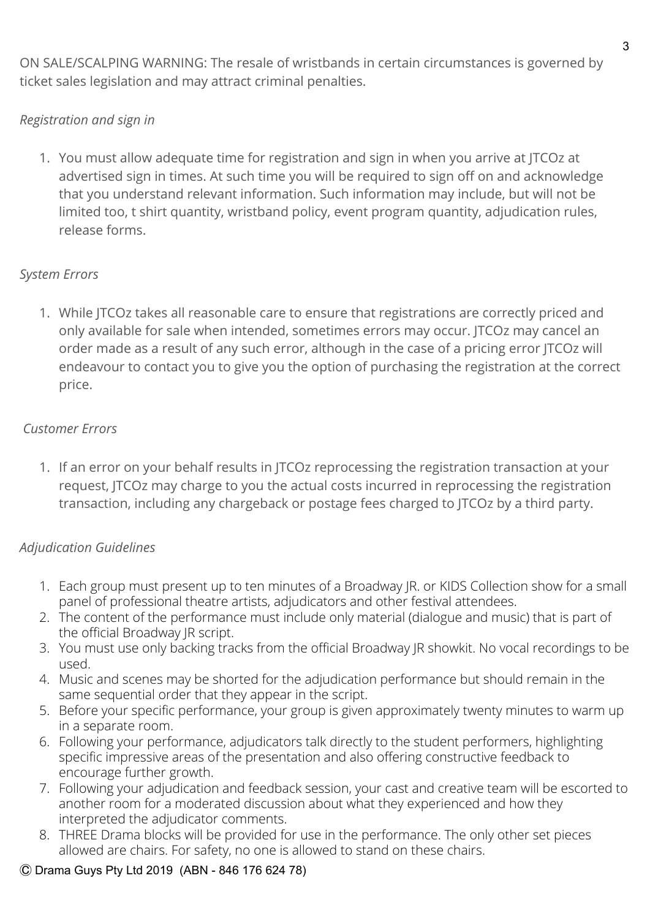ON SALE/SCALPING WARNING: The resale of wristbands in certain circumstances is governed by ticket sales legislation and may attract criminal penalties.

*Registration and sign in*

1. You must allow adequate time for registration and sign in when you arrive at JTCOz at advertised sign in times. At such time you will be required to sign off on and acknowledge that you understand relevant information. Such information may include, but will not be limited too, t shirt quantity, wristband policy, event program quantity, adjudication rules, release forms.

*System Errors*

1. While JTCOz takes all reasonable care to ensure that registrations are correctly priced and only available for sale when intended, sometimes errors may occur. JTCOz may cancel an order made as a result of any such error, although in the case of a pricing error JTCOz will endeavour to contact you to give you the option of purchasing the registration at the correct price.

*Customer Errors*

1. If an error on your behalf results in JTCOz reprocessing the registration transaction at your request, JTCOz may charge to you the actual costs incurred in reprocessing the registration transaction, including any chargeback or postage fees charged to JTCOz by a third party.

*Adjudication Guidelines*

1. Each group must present up to ten minutes of a Broadway JR. or KIDS Collection show for a small panel of professional theatre artists, adjudicators and other festival attendees.
2. The content of the performance must include only material (dialogue and music) that is part of the official Broadway JR script.
3. You must use only backing tracks from the official Broadway JR showkit. No vocal recordings to be used.
4. Music and scenes may be shorted for the adjudication performance but should remain in the same sequential order that they appear in the script.
5. Before your specific performance, your group is given approximately twenty minutes to warm up in a separate room.
6. Following your performance, adjudicators talk directly to the student performers, highlighting specific impressive areas of the presentation and also offering constructive feedback to encourage further growth.
7. Following your adjudication and feedback session, your cast and creative team will be escorted to another room for a moderated discussion about what they experienced and how they interpreted the adjudicator comments.
8. THREE Drama blocks will be provided for use in the performance. The only other set pieces allowed are chairs. For safety, no one is allowed to stand on these chairs.

Ⓒ Drama Guys Pty Ltd 2019 (ABN - 846 176 624 78)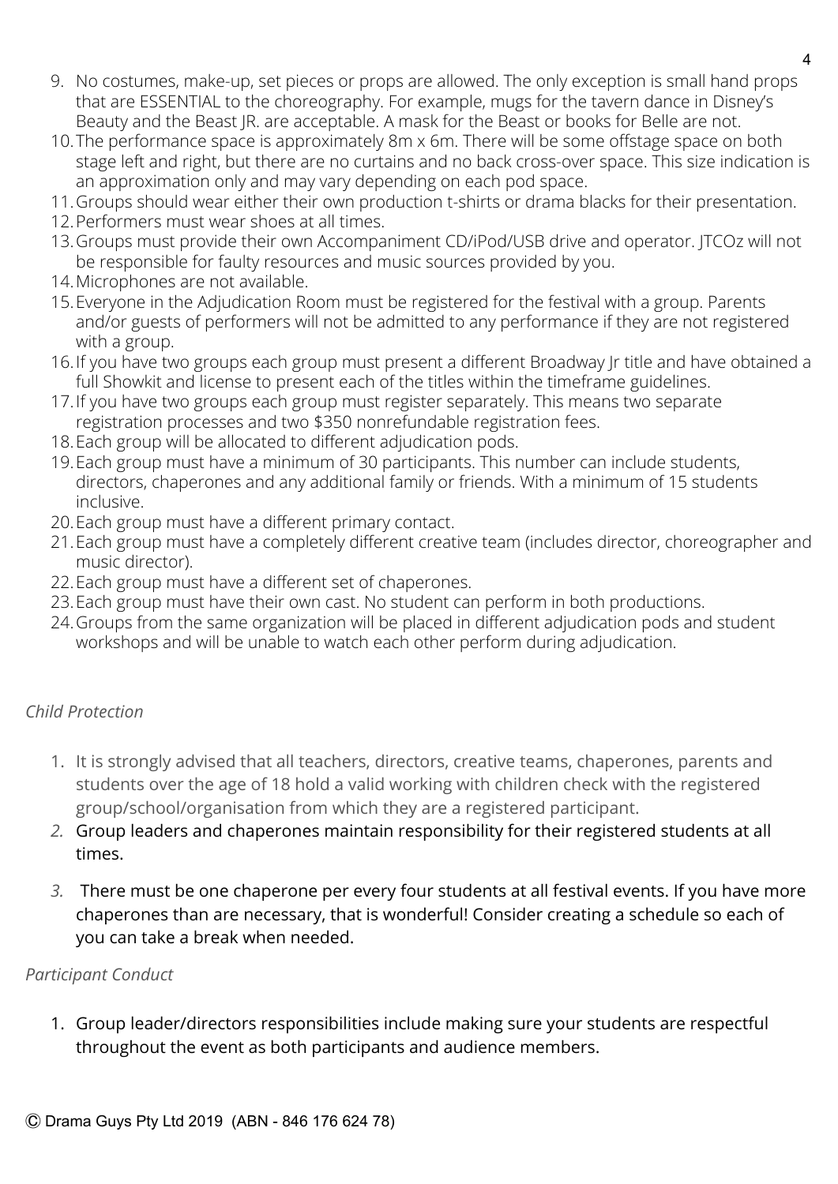9. No costumes, make-up, set pieces or props are allowed. The only exception is small hand props that are ESSENTIAL to the choreography. For example, mugs for the tavern dance in Disney's Beauty and the Beast JR. are acceptable. A mask for the Beast or books for Belle are not.
10. The performance space is approximately 8m x 6m. There will be some offstage space on both stage left and right, but there are no curtains and no back cross-over space. This size indication is an approximation only and may vary depending on each pod space.
11. Groups should wear either their own production t-shirts or drama blacks for their presentation.
12. Performers must wear shoes at all times.
13. Groups must provide their own Accompaniment CD/iPod/USB drive and operator. JTCOz will not be responsible for faulty resources and music sources provided by you.
14. Microphones are not available.
15. Everyone in the Adjudication Room must be registered for the festival with a group. Parents and/or guests of performers will not be admitted to any performance if they are not registered with a group.
16. If you have two groups each group must present a different Broadway Jr title and have obtained a full Showkit and license to present each of the titles within the timeframe guidelines.
17. If you have two groups each group must register separately. This means two separate registration processes and two $350 nonrefundable registration fees.
18. Each group will be allocated to different adjudication pods.
19. Each group must have a minimum of 30 participants. This number can include students, directors, chaperones and any additional family or friends. With a minimum of 15 students inclusive.
20. Each group must have a different primary contact.
21. Each group must have a completely different creative team (includes director, choreographer and music director).
22. Each group must have a different set of chaperones.
23. Each group must have their own cast. No student can perform in both productions.
24. Groups from the same organization will be placed in different adjudication pods and student workshops and will be unable to watch each other perform during adjudication.

*Child Protection*

1. It is strongly advised that all teachers, directors, creative teams, chaperones, parents and students over the age of 18 hold a valid working with children check with the registered group/school/organisation from which they are a registered participant.
2. Group leaders and chaperones maintain responsibility for their registered students at all times.
3. There must be one chaperone per every four students at all festival events. If you have more chaperones than are necessary, that is wonderful! Consider creating a schedule so each of you can take a break when needed.

*Participant Conduct*

1. Group leader/directors responsibilities include making sure your students are respectful throughout the event as both participants and audience members.

Ⓒ Drama Guys Pty Ltd 2019 (ABN - 846 176 624 78)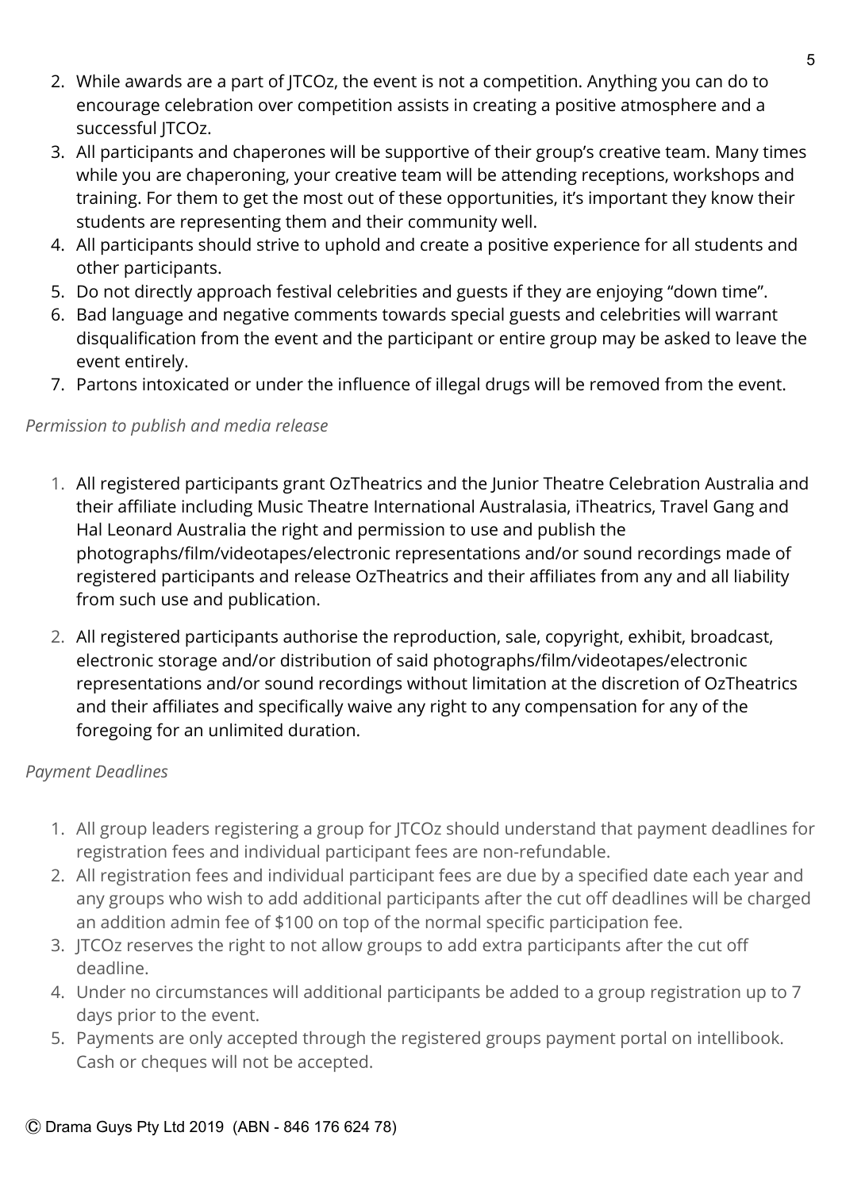2. While awards are a part of JTCOz, the event is not a competition. Anything you can do to encourage celebration over competition assists in creating a positive atmosphere and a successful JTCOz.
3. All participants and chaperones will be supportive of their group's creative team. Many times while you are chaperoning, your creative team will be attending receptions, workshops and training. For them to get the most out of these opportunities, it's important they know their students are representing them and their community well.
4. All participants should strive to uphold and create a positive experience for all students and other participants.
5. Do not directly approach festival celebrities and guests if they are enjoying "down time".
6. Bad language and negative comments towards special guests and celebrities will warrant disqualification from the event and the participant or entire group may be asked to leave the event entirely.
7. Partons intoxicated or under the influence of illegal drugs will be removed from the event.

*Permission to publish and media release*

1. All registered participants grant OzTheatrics and the Junior Theatre Celebration Australia and their affiliate including Music Theatre International Australasia, iTheatrics, Travel Gang and Hal Leonard Australia the right and permission to use and publish the photographs/film/videotapes/electronic representations and/or sound recordings made of registered participants and release OzTheatrics and their affiliates from any and all liability from such use and publication.

2. All registered participants authorise the reproduction, sale, copyright, exhibit, broadcast, electronic storage and/or distribution of said photographs/film/videotapes/electronic representations and/or sound recordings without limitation at the discretion of OzTheatrics and their affiliates and specifically waive any right to any compensation for any of the foregoing for an unlimited duration.

*Payment Deadlines*

1. All group leaders registering a group for JTCOz should understand that payment deadlines for registration fees and individual participant fees are non-refundable.
2. All registration fees and individual participant fees are due by a specified date each year and any groups who wish to add additional participants after the cut off deadlines will be charged an addition admin fee of $100 on top of the normal specific participation fee.
3. JTCOz reserves the right to not allow groups to add extra participants after the cut off deadline.
4. Under no circumstances will additional participants be added to a group registration up to 7 days prior to the event.
5. Payments are only accepted through the registered groups payment portal on intellibook. Cash or cheques will not be accepted.

Ⓒ Drama Guys Pty Ltd 2019 (ABN - 846 176 624 78)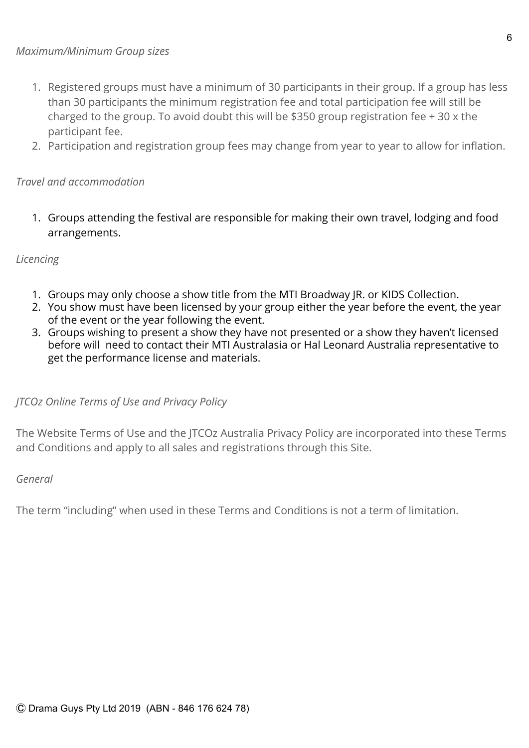*Maximum/Minimum Group sizes*

1. Registered groups must have a minimum of 30 participants in their group. If a group has less than 30 participants the minimum registration fee and total participation fee will still be charged to the group. To avoid doubt this will be $350 group registration fee + 30 x the participant fee.
2. Participation and registration group fees may change from year to year to allow for inflation.

*Travel and accommodation*

1. Groups attending the festival are responsible for making their own travel, lodging and food arrangements.

*Licencing*

1. Groups may only choose a show title from the MTI Broadway JR. or KIDS Collection.
2. You show must have been licensed by your group either the year before the event, the year of the event or the year following the event.
3. Groups wishing to present a show they have not presented or a show they haven't licensed before will need to contact their MTI Australasia or Hal Leonard Australia representative to get the performance license and materials.

*JTCOz Online Terms of Use and Privacy Policy*

The Website Terms of Use and the JTCOz Australia Privacy Policy are incorporated into these Terms and Conditions and apply to all sales and registrations through this Site.

*General*

The term "including" when used in these Terms and Conditions is not a term of limitation.

Ⓒ Drama Guys Pty Ltd 2019 (ABN - 846 176 624 78)